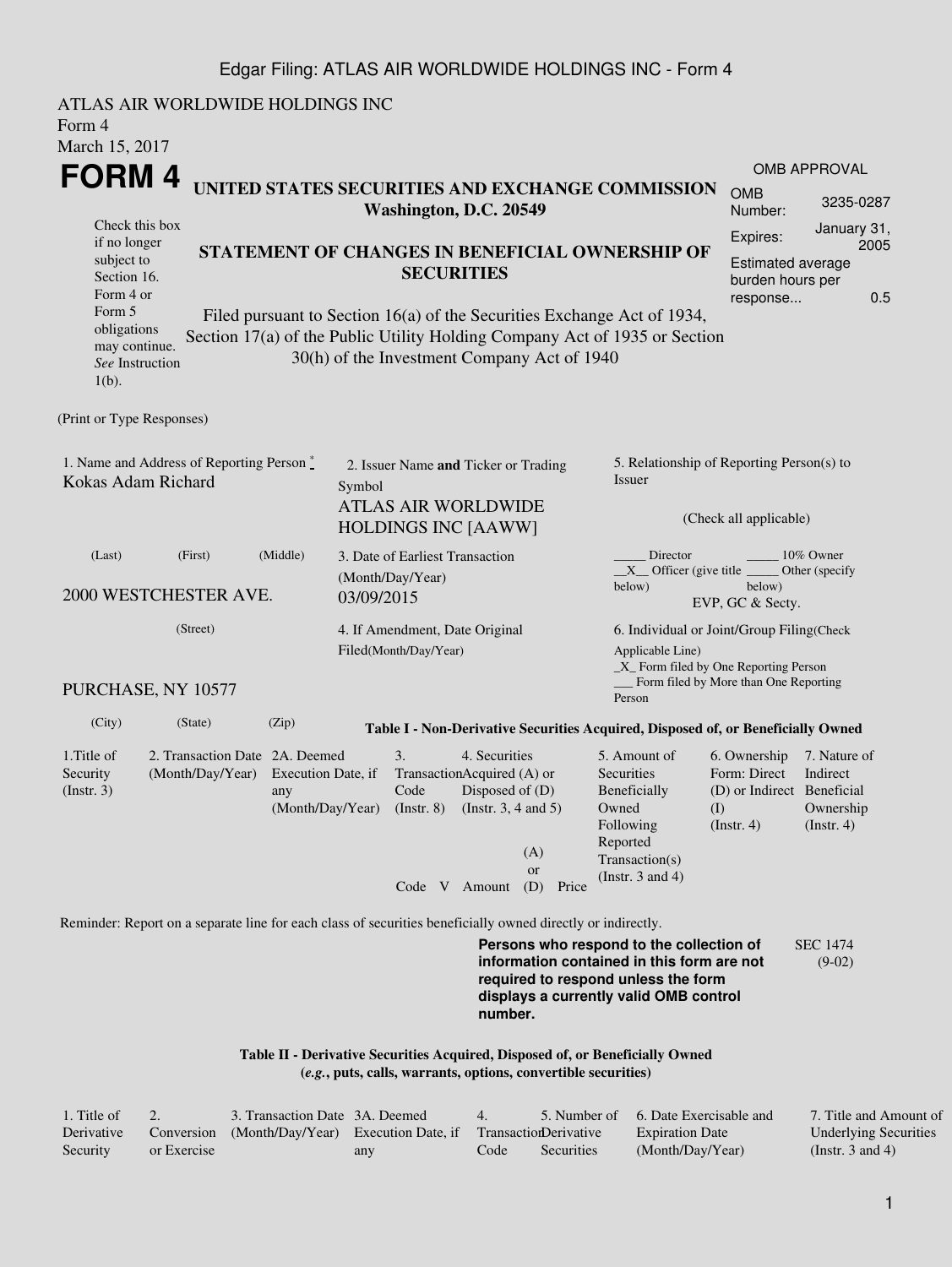ATLAS AIR WORLDWIDE HOLDINGS INC
Form 4
March 15, 2017

# FORM 4

Check this box if no longer subject to Section 16. Form 4 or Form 5 obligations may continue. *See* Instruction 1(b).

## UNITED STATES SECURITIES AND EXCHANGE COMMISSION
**Washington, D.C. 20549**

## STATEMENT OF CHANGES IN BENEFICIAL OWNERSHIP OF SECURITIES

Filed pursuant to Section 16(a) of the Securities Exchange Act of 1934, Section 17(a) of the Public Utility Holding Company Act of 1935 or Section 30(h) of the Investment Company Act of 1940

OMB APPROVAL

| | |
|---|---|
| OMB Number: | 3235-0287 |
| Expires: | January 31, 2005 |
| Estimated average burden hours per response... | 0.5 |

(Print or Type Responses)

1. Name and Address of Reporting Person *
Kokas Adam Richard

(Last) (First) (Middle)

2000 WESTCHESTER AVE.

(Street)

PURCHASE, NY 10577

(City) (State) (Zip)

2. Issuer Name **and** Ticker or Trading Symbol
ATLAS AIR WORLDWIDE HOLDINGS INC [AAWW]

3. Date of Earliest Transaction (Month/Day/Year)
03/09/2015

4. If Amendment, Date Original Filed(Month/Day/Year)

5. Relationship of Reporting Person(s) to Issuer

(Check all applicable)

_____ Director _____ 10% Owner
__X__ Officer (give title below) _____ Other (specify below)
EVP, GC & Secty.

6. Individual or Joint/Group Filing(Check Applicable Line)
_X_ Form filed by One Reporting Person
___ Form filed by More than One Reporting Person

**Table I - Non-Derivative Securities Acquired, Disposed of, or Beneficially Owned**

| 1.Title of Security (Instr. 3) | 2. Transaction Date (Month/Day/Year) | 2A. Deemed Execution Date, if any (Month/Day/Year) | 3. Transaction Code (Instr. 8) | | 4. Securities Acquired (A) or Disposed of (D) (Instr. 3, 4 and 5) | | | 5. Amount of Securities Beneficially Owned Following Reported Transaction(s) (Instr. 3 and 4) | 6. Ownership Form: Direct (D) or Indirect (I) (Instr. 4) | 7. Nature of Indirect Beneficial Ownership (Instr. 4) |
|---|---|---|---|---|---|---|---|---|---|---|
| | | | Code | V | Amount | (A) or (D) | Price | | | |

Reminder: Report on a separate line for each class of securities beneficially owned directly or indirectly.

**Persons who respond to the collection of information contained in this form are not required to respond unless the form displays a currently valid OMB control number.**

SEC 1474 (9-02)

**Table II - Derivative Securities Acquired, Disposed of, or Beneficially Owned**
**(*e.g.*, puts, calls, warrants, options, convertible securities)**

| 1. Title of Derivative Security | 2. Conversion or Exercise | 3. Transaction Date (Month/Day/Year) | 3A. Deemed Execution Date, if any | 4. Transaction Code | 5. Number of Derivative Securities | 6. Date Exercisable and Expiration Date (Month/Day/Year) | 7. Title and Amount of Underlying Securities (Instr. 3 and 4) |
|---|---|---|---|---|---|---|---|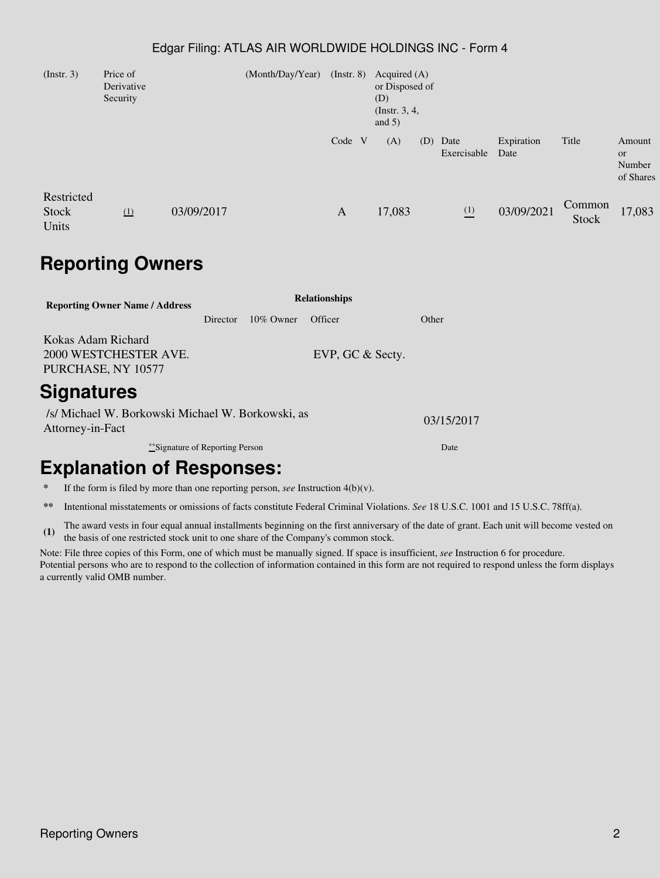| (Instr. 3) | Price of Derivative Security | | (Month/Day/Year) | (Instr. 8) | | Acquired (A) or Disposed of (D) (Instr. 3, 4, and 5) | | | | | |
|---|---|---|---|---|---|---|---|---|---|---|---|
| | | | | Code | V | (A) | (D) | Date Exercisable | Expiration Date | Title | Amount or Number of Shares |
| Restricted Stock Units | (1) | 03/09/2017 | | A | | 17,083 | | (1) | 03/09/2021 | Common Stock | 17,083 |

## Reporting Owners

| Reporting Owner Name / Address | Relationships | | | |
|---|---|---|---|---|
| | Director | 10% Owner | Officer | Other |
| Kokas Adam Richard<br>2000 WESTCHESTER AVE.<br>PURCHASE, NY 10577 | | | EVP, GC & Secty. | |

## Signatures

| | |
|---|---|
| /s/ Michael W. Borkowski Michael W. Borkowski, as Attorney-in-Fact | 03/15/2017 |
| **Signature of Reporting Person | Date |

## Explanation of Responses:

\* If the form is filed by more than one reporting person, *see* Instruction 4(b)(v).

** Intentional misstatements or omissions of facts constitute Federal Criminal Violations. *See* 18 U.S.C. 1001 and 15 U.S.C. 78ff(a).

**(1)** The award vests in four equal annual installments beginning on the first anniversary of the date of grant. Each unit will become vested on the basis of one restricted stock unit to one share of the Company's common stock.

Note: File three copies of this Form, one of which must be manually signed. If space is insufficient, *see* Instruction 6 for procedure.
Potential persons who are to respond to the collection of information contained in this form are not required to respond unless the form displays a currently valid OMB number.